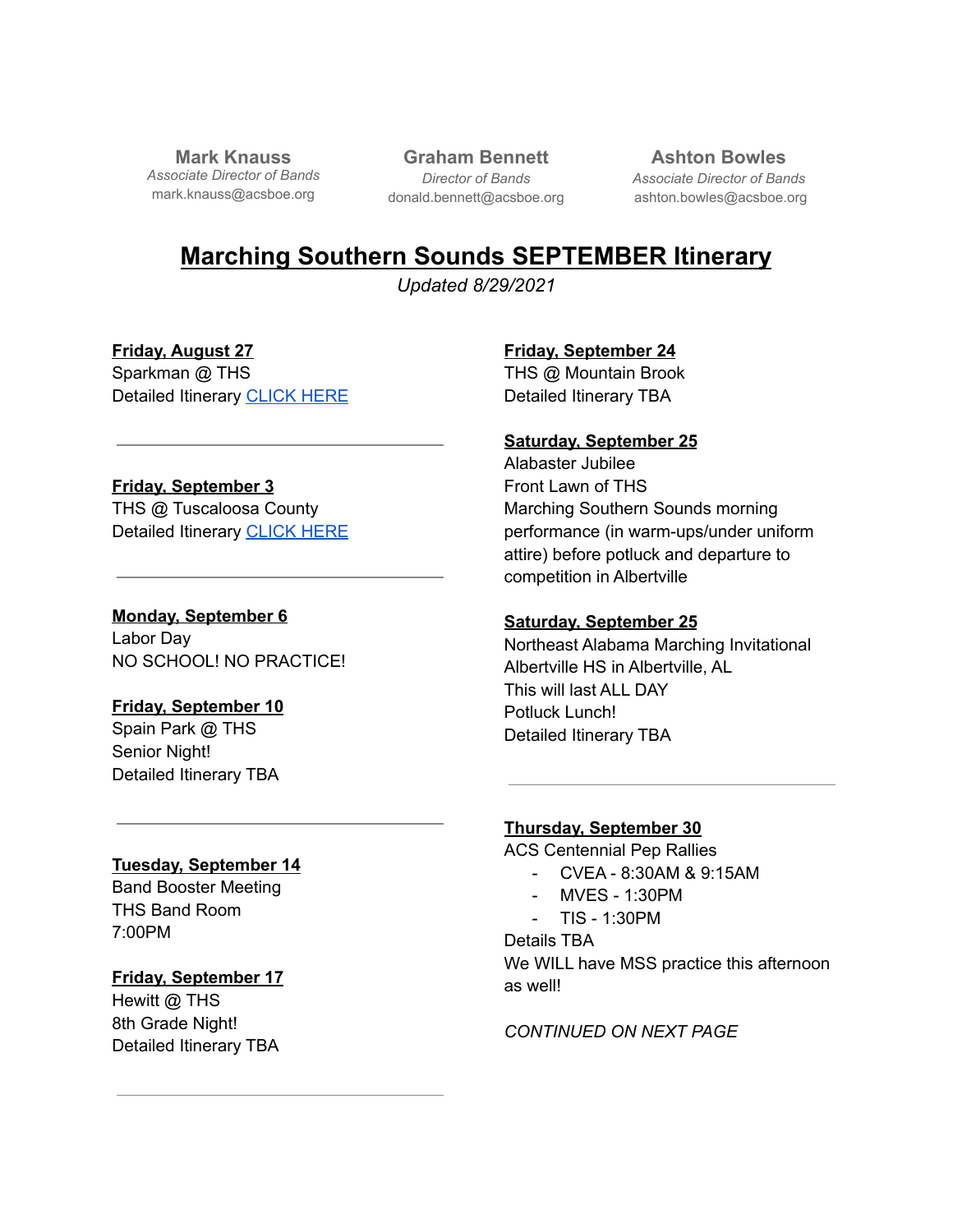**Mark Knauss**
*Associate Director of Bands*
mark.knauss@acsboe.org

**Graham Bennett**
*Director of Bands*
donald.bennett@acsboe.org

**Ashton Bowles**
*Associate Director of Bands*
ashton.bowles@acsboe.org

# Marching Southern Sounds SEPTEMBER Itinerary

*Updated 8/29/2021*

**Friday, August 27**
Sparkman @ THS
Detailed Itinerary CLICK HERE

---

**Friday, September 3**
THS @ Tuscaloosa County
Detailed Itinerary CLICK HERE

---

**Monday, September 6**
Labor Day
NO SCHOOL! NO PRACTICE!

**Friday, September 10**
Spain Park @ THS
Senior Night!
Detailed Itinerary TBA

---

**Tuesday, September 14**
Band Booster Meeting
THS Band Room
7:00PM

**Friday, September 17**
Hewitt @ THS
8th Grade Night!
Detailed Itinerary TBA

---

**Friday, September 24**
THS @ Mountain Brook
Detailed Itinerary TBA

**Saturday, September 25**
Alabaster Jubilee
Front Lawn of THS
Marching Southern Sounds morning performance (in warm-ups/under uniform attire) before potluck and departure to competition in Albertville

**Saturday, September 25**
Northeast Alabama Marching Invitational
Albertville HS in Albertville, AL
This will last ALL DAY
Potluck Lunch!
Detailed Itinerary TBA

---

**Thursday, September 30**
ACS Centennial Pep Rallies

- CVEA - 8:30AM & 9:15AM
- MVES - 1:30PM
- TIS - 1:30PM

Details TBA
We WILL have MSS practice this afternoon as well!

*CONTINUED ON NEXT PAGE*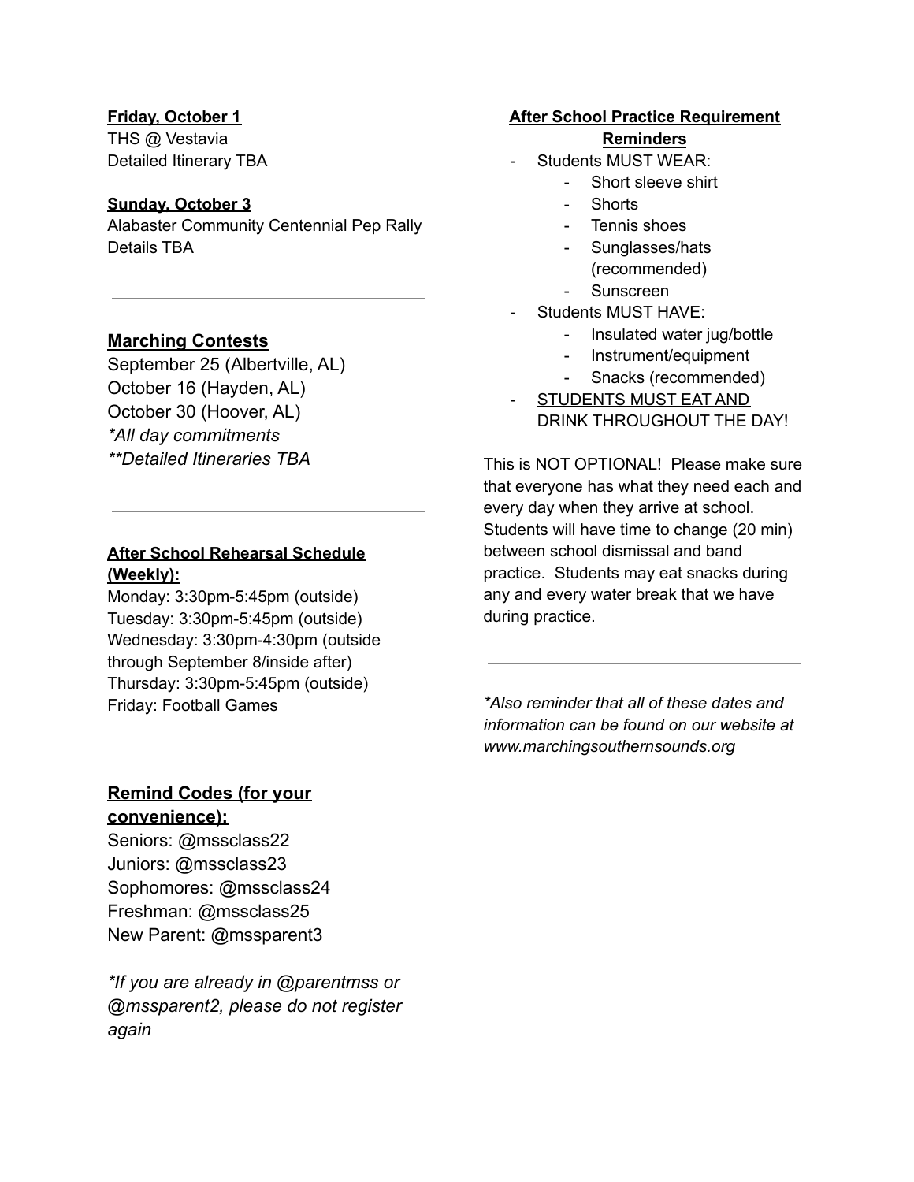**Friday, October 1**
THS @ Vestavia
Detailed Itinerary TBA

**Sunday, October 3**
Alabaster Community Centennial Pep Rally
Details TBA

---

## Marching Contests

September 25 (Albertville, AL)
October 16 (Hayden, AL)
October 30 (Hoover, AL)
*\*All day commitments*
*\*\*Detailed Itineraries TBA*

---

**After School Rehearsal Schedule (Weekly):**

Monday: 3:30pm-5:45pm (outside)
Tuesday: 3:30pm-5:45pm (outside)
Wednesday: 3:30pm-4:30pm (outside through September 8/inside after)
Thursday: 3:30pm-5:45pm (outside)
Friday: Football Games

---

## Remind Codes (for your convenience):

Seniors: @mssclass22
Juniors: @mssclass23
Sophomores: @mssclass24
Freshman: @mssclass25
New Parent: @mssparent3

*\*If you are already in @parentmss or @mssparent2, please do not register again*

**After School Practice Requirement Reminders**

- Students MUST WEAR:
  - Short sleeve shirt
  - Shorts
  - Tennis shoes
  - Sunglasses/hats (recommended)
  - Sunscreen
- Students MUST HAVE:
  - Insulated water jug/bottle
  - Instrument/equipment
  - Snacks (recommended)
- STUDENTS MUST EAT AND DRINK THROUGHOUT THE DAY!

This is NOT OPTIONAL! Please make sure that everyone has what they need each and every day when they arrive at school. Students will have time to change (20 min) between school dismissal and band practice. Students may eat snacks during any and every water break that we have during practice.

---

*\*Also reminder that all of these dates and information can be found on our website at www.marchingsouthernsounds.org*